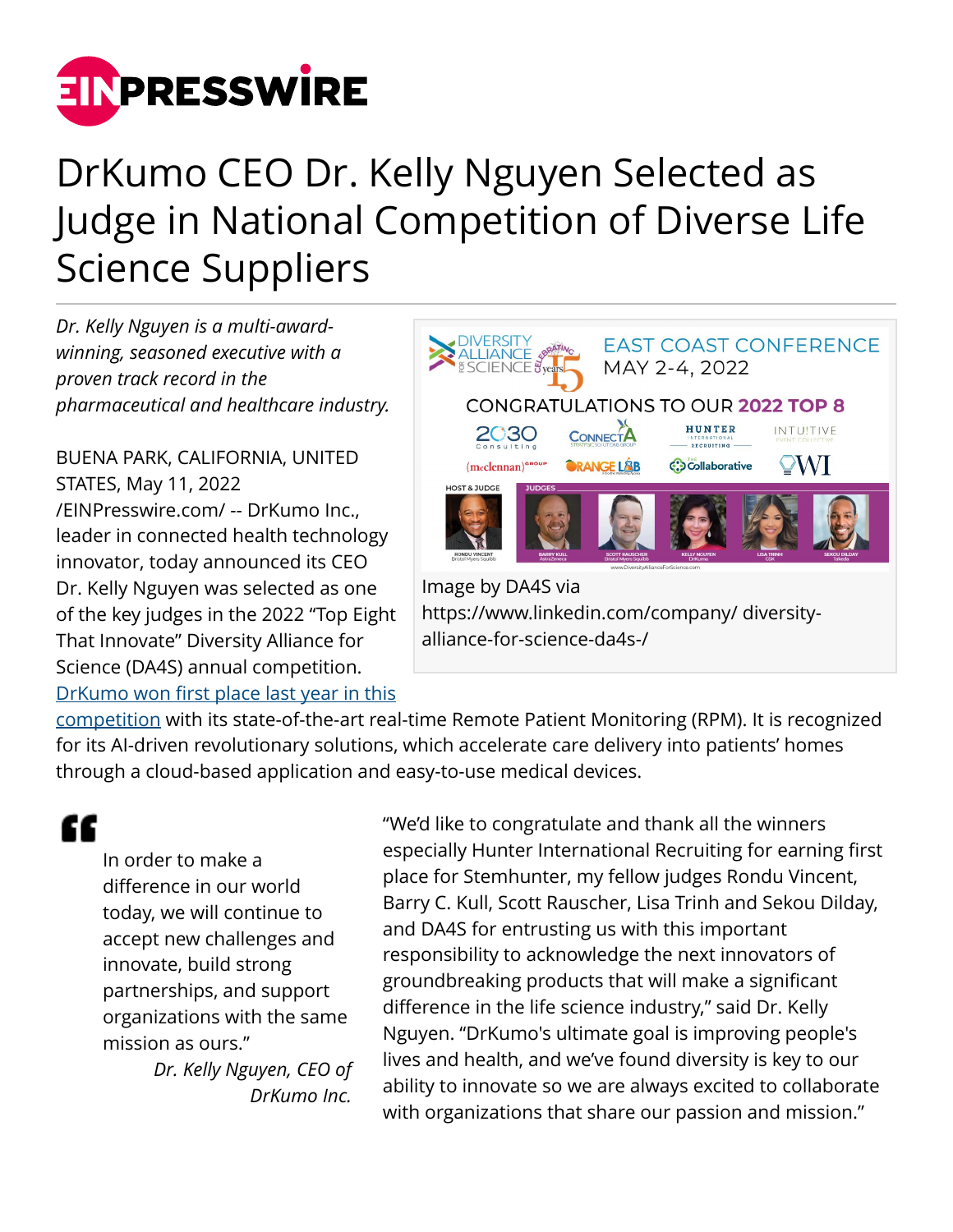# DrKumo CEO Dr. Kelly Nguyen Selected as Judge in National Competition of Diverse Life Science Suppliers

*Dr. Kelly Nguyen is a multi-award-winning, seasoned executive with a proven track record in the pharmaceutical and healthcare industry.*

Image by DA4S via https://www.linkedin.com/company/ diversity-alliance-for-science-da4s-/

BUENA PARK, CALIFORNIA, UNITED STATES, May 11, 2022 /EINPresswire.com/ -- DrKumo Inc., leader in connected health technology innovator, today announced its CEO Dr. Kelly Nguyen was selected as one of the key judges in the 2022 "Top Eight That Innovate" Diversity Alliance for Science (DA4S) annual competition. [DrKumo won first place last year in this competition](#) with its state-of-the-art real-time Remote Patient Monitoring (RPM). It is recognized for its AI-driven revolutionary solutions, which accelerate care delivery into patients' homes through a cloud-based application and easy-to-use medical devices.

> In order to make a difference in our world today, we will continue to accept new challenges and innovate, build strong partnerships, and support organizations with the same mission as ours."
>
> *Dr. Kelly Nguyen, CEO of DrKumo Inc.*

"We'd like to congratulate and thank all the winners especially Hunter International Recruiting for earning first place for Stemhunter, my fellow judges Rondu Vincent, Barry C. Kull, Scott Rauscher, Lisa Trinh and Sekou Dilday, and DA4S for entrusting us with this important responsibility to acknowledge the next innovators of groundbreaking products that will make a significant difference in the life science industry," said Dr. Kelly Nguyen. "DrKumo's ultimate goal is improving people's lives and health, and we've found diversity is key to our ability to innovate so we are always excited to collaborate with organizations that share our passion and mission."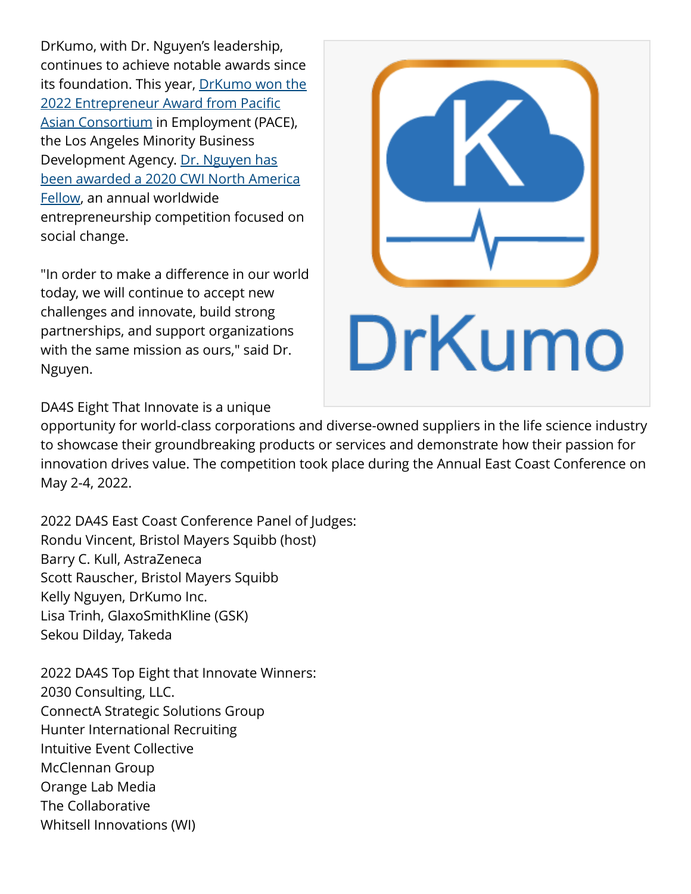DrKumo, with Dr. Nguyen's leadership, continues to achieve notable awards since its foundation. This year, DrKumo won the 2022 Entrepreneur Award from Pacific Asian Consortium in Employment (PACE), the Los Angeles Minority Business Development Agency. Dr. Nguyen has been awarded a 2020 CWI North America Fellow, an annual worldwide entrepreneurship competition focused on social change.

"In order to make a difference in our world today, we will continue to accept new challenges and innovate, build strong partnerships, and support organizations with the same mission as ours," said Dr. Nguyen.

DA4S Eight That Innovate is a unique opportunity for world-class corporations and diverse-owned suppliers in the life science industry to showcase their groundbreaking products or services and demonstrate how their passion for innovation drives value. The competition took place during the Annual East Coast Conference on May 2-4, 2022.

2022 DA4S East Coast Conference Panel of Judges:
Rondu Vincent, Bristol Mayers Squibb (host)
Barry C. Kull, AstraZeneca
Scott Rauscher, Bristol Mayers Squibb
Kelly Nguyen, DrKumo Inc.
Lisa Trinh, GlaxoSmithKline (GSK)
Sekou Dilday, Takeda

2022 DA4S Top Eight that Innovate Winners:
2030 Consulting, LLC.
ConnectA Strategic Solutions Group
Hunter International Recruiting
Intuitive Event Collective
McClennan Group
Orange Lab Media
The Collaborative
Whitsell Innovations (WI)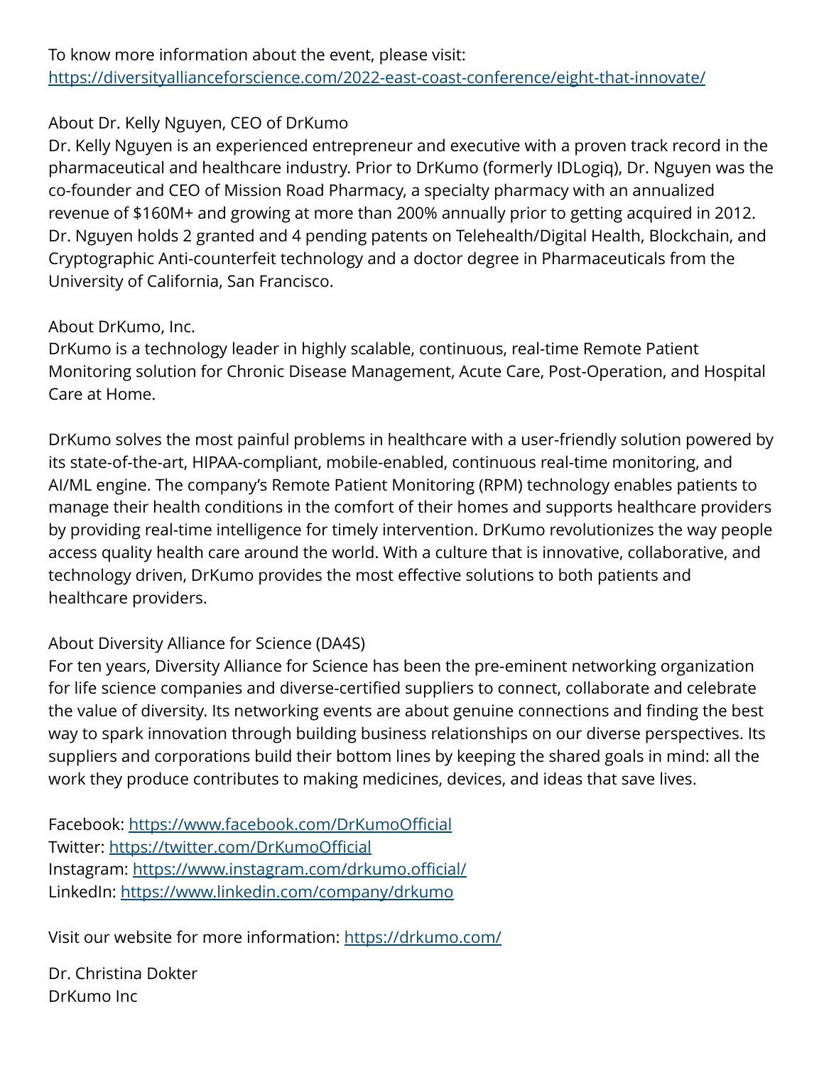To know more information about the event, please visit:
https://diversityallianceforscience.com/2022-east-coast-conference/eight-that-innovate/

About Dr. Kelly Nguyen, CEO of DrKumo
Dr. Kelly Nguyen is an experienced entrepreneur and executive with a proven track record in the pharmaceutical and healthcare industry. Prior to DrKumo (formerly IDLogiq), Dr. Nguyen was the co-founder and CEO of Mission Road Pharmacy, a specialty pharmacy with an annualized revenue of $160M+ and growing at more than 200% annually prior to getting acquired in 2012. Dr. Nguyen holds 2 granted and 4 pending patents on Telehealth/Digital Health, Blockchain, and Cryptographic Anti-counterfeit technology and a doctor degree in Pharmaceuticals from the University of California, San Francisco.

About DrKumo, Inc.
DrKumo is a technology leader in highly scalable, continuous, real-time Remote Patient Monitoring solution for Chronic Disease Management, Acute Care, Post-Operation, and Hospital Care at Home.

DrKumo solves the most painful problems in healthcare with a user-friendly solution powered by its state-of-the-art, HIPAA-compliant, mobile-enabled, continuous real-time monitoring, and AI/ML engine. The company's Remote Patient Monitoring (RPM) technology enables patients to manage their health conditions in the comfort of their homes and supports healthcare providers by providing real-time intelligence for timely intervention. DrKumo revolutionizes the way people access quality health care around the world. With a culture that is innovative, collaborative, and technology driven, DrKumo provides the most effective solutions to both patients and healthcare providers.

About Diversity Alliance for Science (DA4S)
For ten years, Diversity Alliance for Science has been the pre-eminent networking organization for life science companies and diverse-certified suppliers to connect, collaborate and celebrate the value of diversity. Its networking events are about genuine connections and finding the best way to spark innovation through building business relationships on our diverse perspectives. Its suppliers and corporations build their bottom lines by keeping the shared goals in mind: all the work they produce contributes to making medicines, devices, and ideas that save lives.

Facebook: https://www.facebook.com/DrKumoOfficial
Twitter: https://twitter.com/DrKumoOfficial
Instagram: https://www.instagram.com/drkumo.official/
LinkedIn: https://www.linkedin.com/company/drkumo

Visit our website for more information: https://drkumo.com/

Dr. Christina Dokter
DrKumo Inc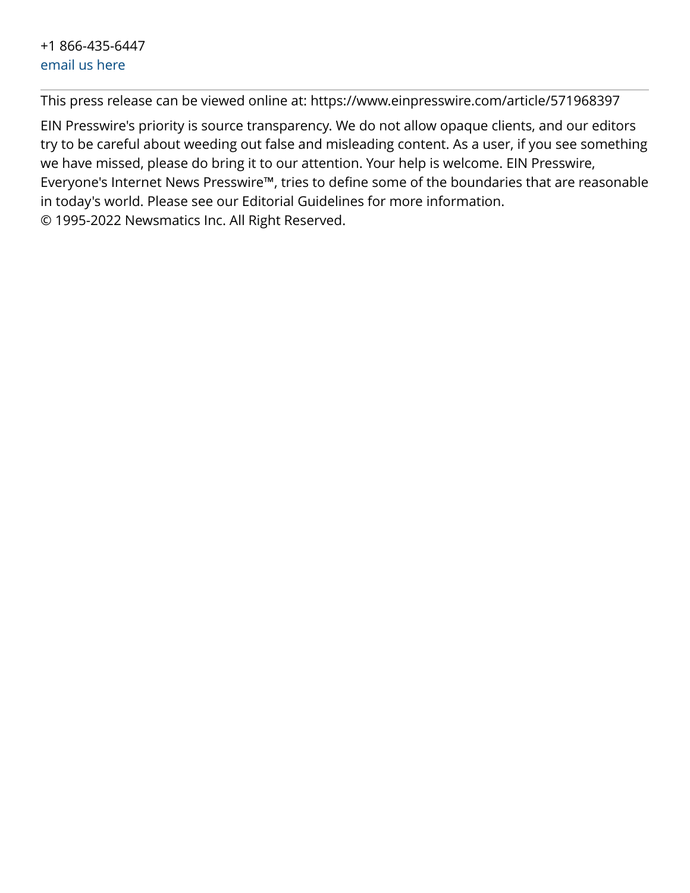+1 866-435-6447
email us here

---

This press release can be viewed online at: https://www.einpresswire.com/article/571968397

EIN Presswire's priority is source transparency. We do not allow opaque clients, and our editors try to be careful about weeding out false and misleading content. As a user, if you see something we have missed, please do bring it to our attention. Your help is welcome. EIN Presswire, Everyone's Internet News Presswire™, tries to define some of the boundaries that are reasonable in today's world. Please see our Editorial Guidelines for more information.
© 1995-2022 Newsmatics Inc. All Right Reserved.